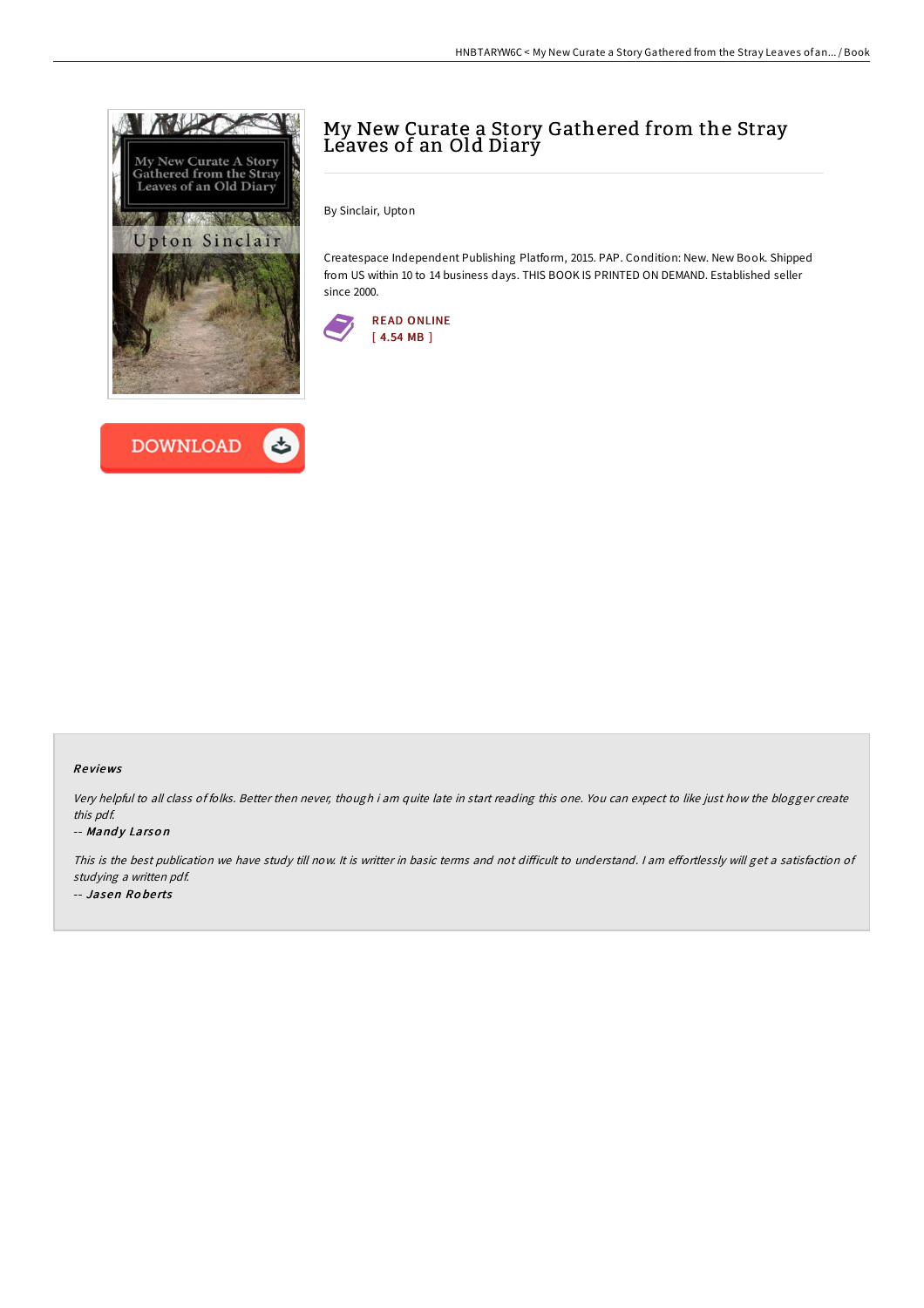# My New Curate a Story Gathered from the Stray Leaves of an Old Diary

By Sinclair, Upton

Createspace Independent Publishing Platform, 2015. PAP. Condition: New. New Book. Shipped from US within 10 to 14 business days. THIS BOOK IS PRINTED ON DEMAND. Established seller since 2000.

READ ONLINE
[ 4.54 MB ]

DOWNLOAD

### Reviews

*Very helpful to all class of folks. Better then never, though i am quite late in start reading this one. You can expect to like just how the blogger create this pdf.*

-- ***Mandy Larson***

*This is the best publication we have study till now. It is writter in basic terms and not difficult to understand. I am effortlessly will get a satisfaction of studying a written pdf.*

-- ***Jasen Roberts***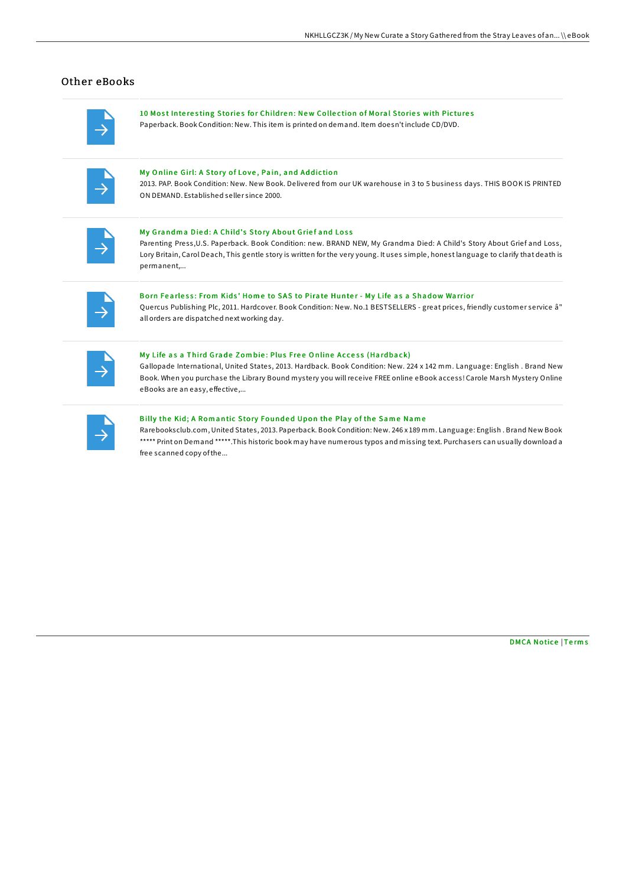## Other eBooks

**10 Most Interesting Stories for Children: New Collection of Moral Stories with Pictures**
Paperback. Book Condition: New. This item is printed on demand. Item doesn't include CD/DVD.

**My Online Girl: A Story of Love, Pain, and Addiction**
2013. PAP. Book Condition: New. New Book. Delivered from our UK warehouse in 3 to 5 business days. THIS BOOK IS PRINTED ON DEMAND. Established seller since 2000.

**My Grandma Died: A Child's Story About Grief and Loss**
Parenting Press,U.S. Paperback. Book Condition: new. BRAND NEW, My Grandma Died: A Child's Story About Grief and Loss, Lory Britain, Carol Deach, This gentle story is written for the very young. It uses simple, honest language to clarify that death is permanent,...

**Born Fearless: From Kids' Home to SAS to Pirate Hunter - My Life as a Shadow Warrior**
Quercus Publishing Plc, 2011. Hardcover. Book Condition: New. No.1 BESTSELLERS - great prices, friendly customer service â" all orders are dispatched next working day.

**My Life as a Third Grade Zombie: Plus Free Online Access (Hardback)**
Gallopade International, United States, 2013. Hardback. Book Condition: New. 224 x 142 mm. Language: English . Brand New Book. When you purchase the Library Bound mystery you will receive FREE online eBook access! Carole Marsh Mystery Online eBooks are an easy, effective,...

**Billy the Kid; A Romantic Story Founded Upon the Play of the Same Name**
Rarebooksclub.com, United States, 2013. Paperback. Book Condition: New. 246 x 189 mm. Language: English . Brand New Book ***** Print on Demand *****.This historic book may have numerous typos and missing text. Purchasers can usually download a free scanned copy of the...

DMCA Notice | Terms